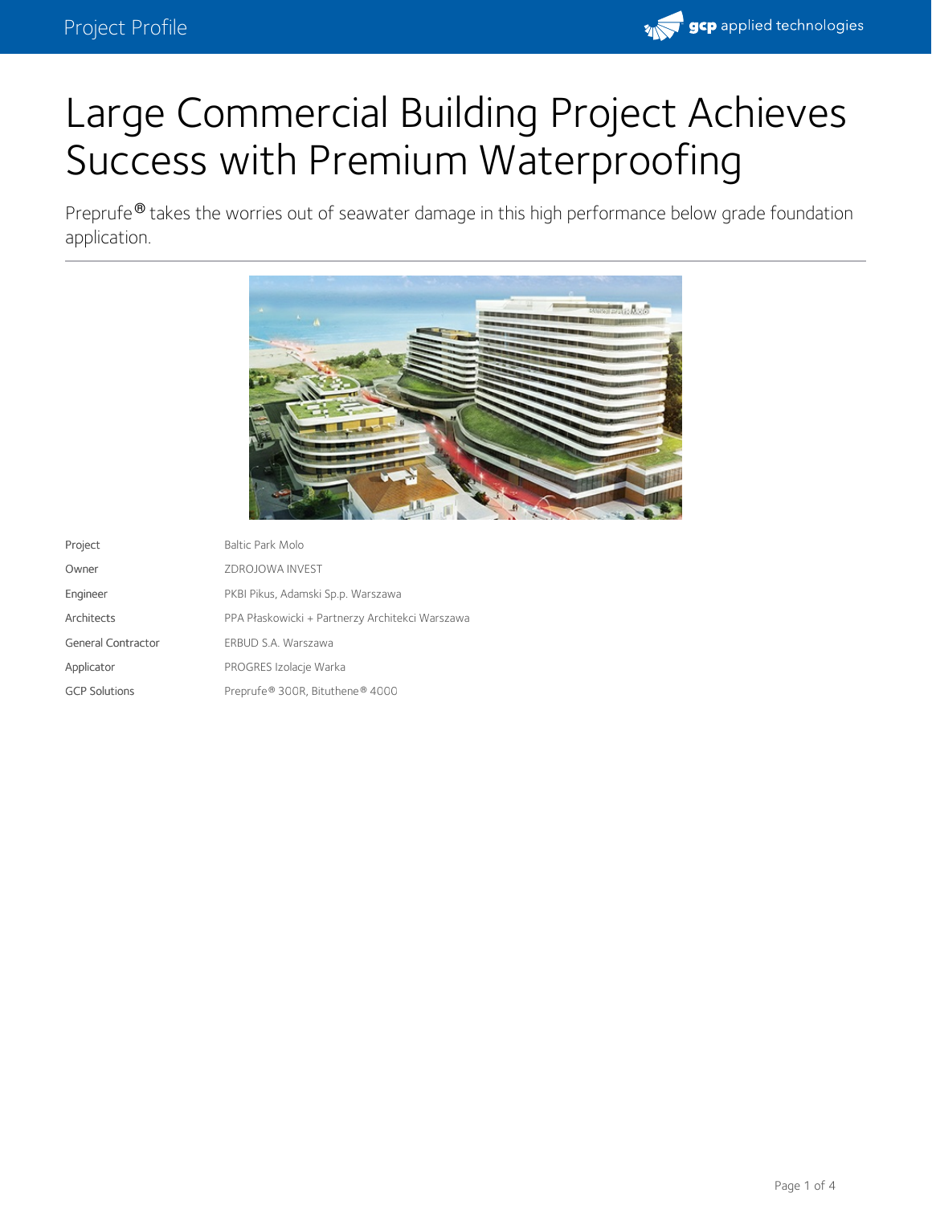# Large Commercial Building Project Achieves Success with Premium Waterproofing

Preprufe® takes the worries out of seawater damage in this high performance below grade foundation application.

| | |
|---|---|
| Project | Baltic Park Molo |
| Owner | ZDROJOWA INVEST |
| Engineer | PKBI Pikus, Adamski Sp.p. Warszawa |
| Architects | PPA Płaskowicki + Partnerzy Architekci Warszawa |
| General Contractor | ERBUD S.A. Warszawa |
| Applicator | PROGRES Izolacje Warka |
| GCP Solutions | Preprufe® 300R, Bituthene® 4000 |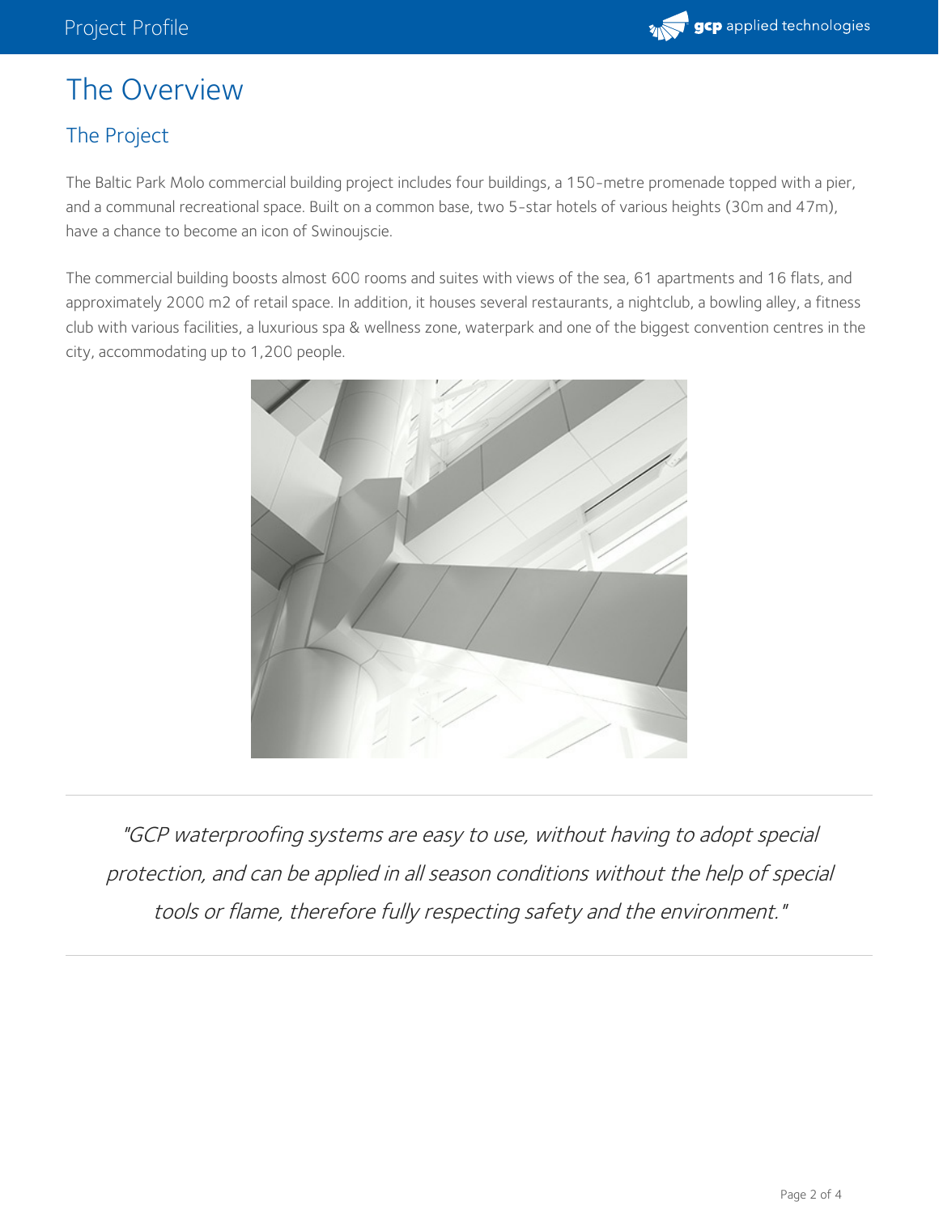# The Overview

## The Project

The Baltic Park Molo commercial building project includes four buildings, a 150-metre promenade topped with a pier, and a communal recreational space. Built on a common base, two 5-star hotels of various heights (30m and 47m), have a chance to become an icon of Swinoujscie.

The commercial building boosts almost 600 rooms and suites with views of the sea, 61 apartments and 16 flats, and approximately 2000 m2 of retail space. In addition, it houses several restaurants, a nightclub, a bowling alley, a fitness club with various facilities, a luxurious spa & wellness zone, waterpark and one of the biggest convention centres in the city, accommodating up to 1,200 people.

---

*"GCP waterproofing systems are easy to use, without having to adopt special protection, and can be applied in all season conditions without the help of special tools or flame, therefore fully respecting safety and the environment."*

---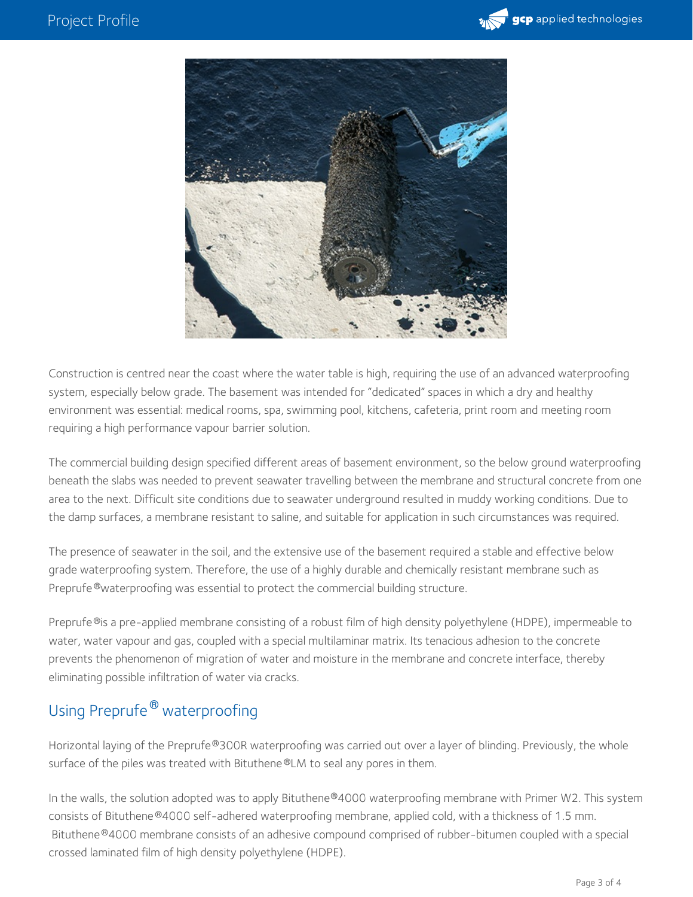Construction is centred near the coast where the water table is high, requiring the use of an advanced waterproofing system, especially below grade. The basement was intended for “dedicated” spaces in which a dry and healthy environment was essential: medical rooms, spa, swimming pool, kitchens, cafeteria, print room and meeting room requiring a high performance vapour barrier solution.

The commercial building design specified different areas of basement environment, so the below ground waterproofing beneath the slabs was needed to prevent seawater travelling between the membrane and structural concrete from one area to the next. Difficult site conditions due to seawater underground resulted in muddy working conditions. Due to the damp surfaces, a membrane resistant to saline, and suitable for application in such circumstances was required.

The presence of seawater in the soil, and the extensive use of the basement required a stable and effective below grade waterproofing system. Therefore, the use of a highly durable and chemically resistant membrane such as Preprufe®waterproofing was essential to protect the commercial building structure.

Preprufe®is a pre-applied membrane consisting of a robust film of high density polyethylene (HDPE), impermeable to water, water vapour and gas, coupled with a special multilaminar matrix. Its tenacious adhesion to the concrete prevents the phenomenon of migration of water and moisture in the membrane and concrete interface, thereby eliminating possible infiltration of water via cracks.

## Using Preprufe® waterproofing

Horizontal laying of the Preprufe®300R waterproofing was carried out over a layer of blinding. Previously, the whole surface of the piles was treated with Bituthene®LM to seal any pores in them.

In the walls, the solution adopted was to apply Bituthene®4000 waterproofing membrane with Primer W2. This system consists of Bituthene®4000 self-adhered waterproofing membrane, applied cold, with a thickness of 1.5 mm. Bituthene®4000 membrane consists of an adhesive compound comprised of rubber-bitumen coupled with a special crossed laminated film of high density polyethylene (HDPE).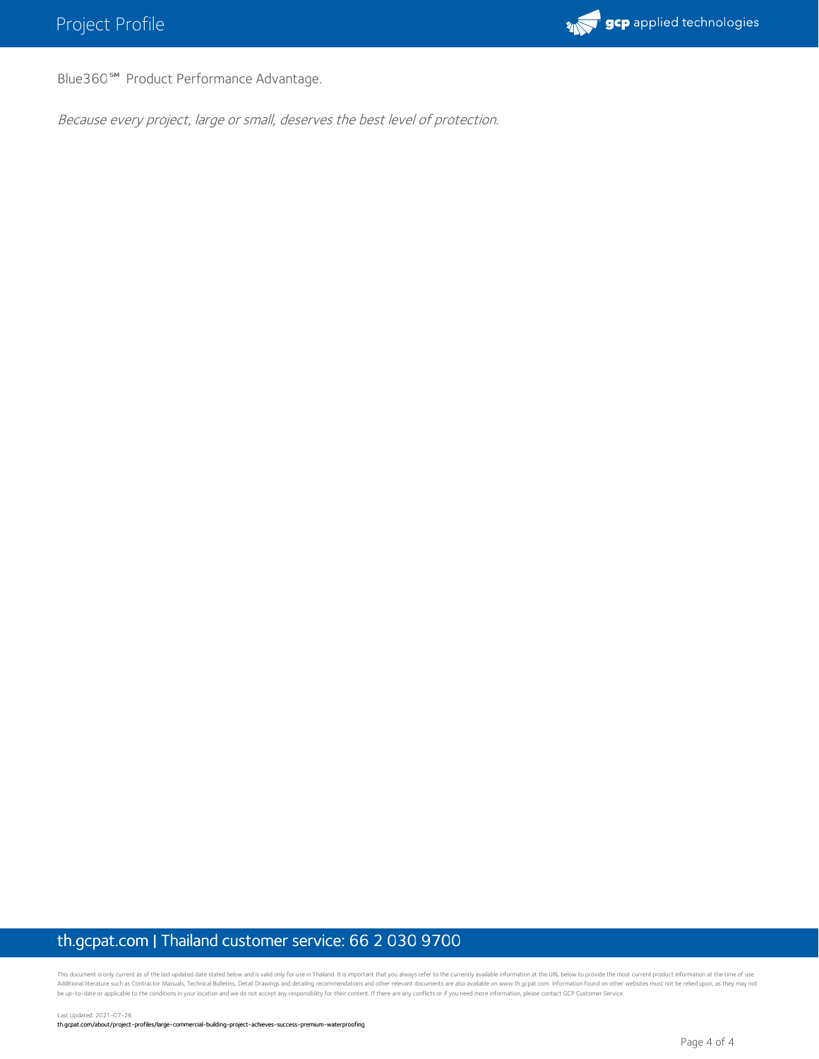Blue360℠ Product Performance Advantage.

*Because every project, large or small, deserves the best level of protection.*

th.gcpat.com | Thailand customer service: 66 2 030 9700

This document is only current as of the last updated date stated below and is valid only for use in Thailand. It is important that you always refer to the currently available information at the URL below to provide the most current product information at the time of use. Additional literature such as Contractor Manuals, Technical Bulletins, Detail Drawings and detailing recommendations and other relevant documents are also available on www.th.gcpat.com. Information found on other websites must not be relied upon, as they may not be up-to-date or applicable to the conditions in your location and we do not accept any responsibility for their content. If there are any conflicts or if you need more information, please contact GCP Customer Service.

Last Updated: 2021-07-26
th.gcpat.com/about/project-profiles/large-commercial-building-project-achieves-success-premium-waterproofing